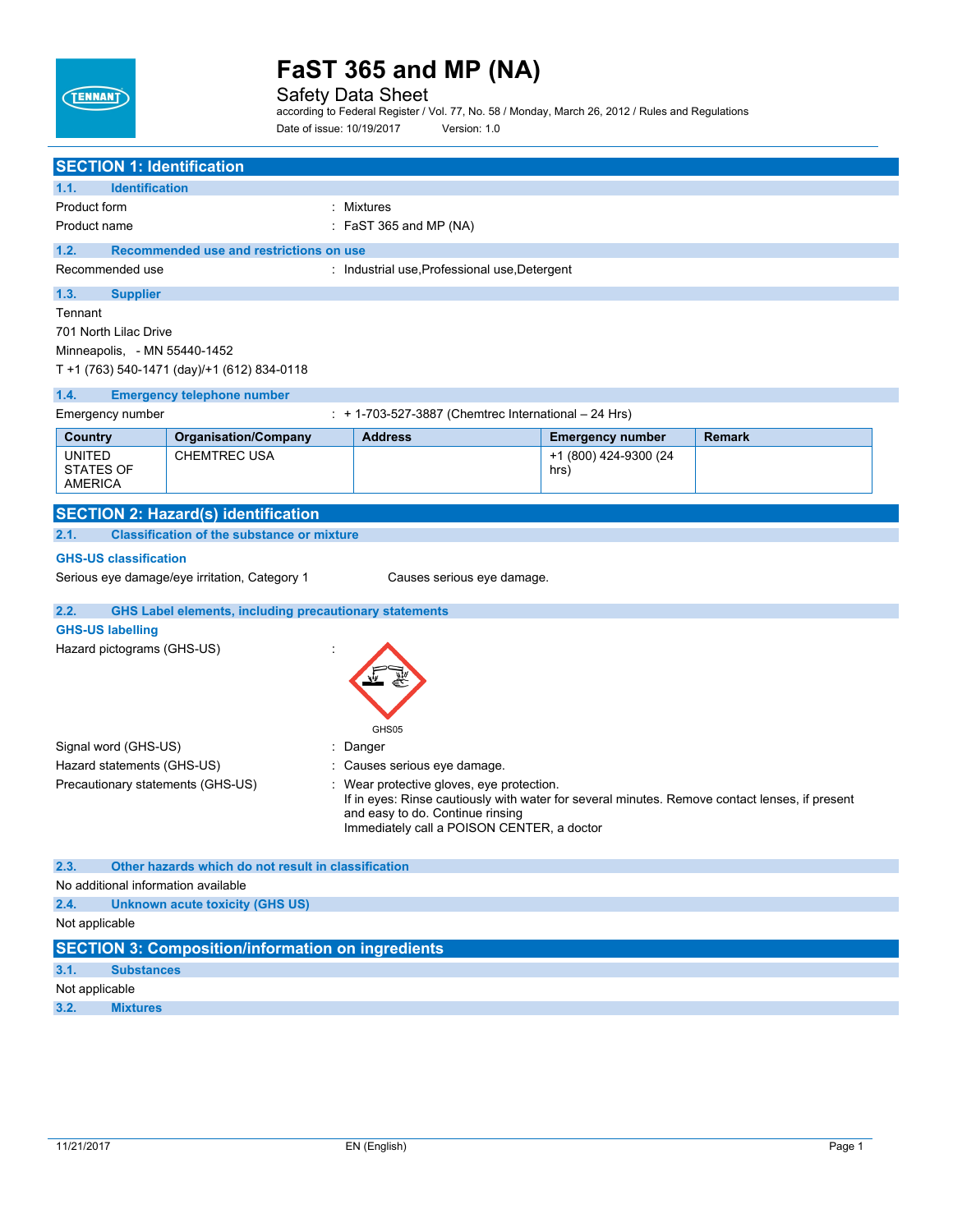# FaST 365 and MP (NA)

Safety Data Sheet

according to Federal Register / Vol. 77, No. 58 / Monday, March 26, 2012 / Rules and Regulations

Date of issue: 10/19/2017 Version: 1.0

## SECTION 1: Identification

### 1.1. Identification

Product form : Mixtures

Product name : FaST 365 and MP (NA)

### 1.2. Recommended use and restrictions on use

Recommended use : Industrial use,Professional use,Detergent

### 1.3. Supplier

Tennant

701 North Lilac Drive

Minneapolis, - MN 55440-1452

T +1 (763) 540-1471 (day)/+1 (612) 834-0118

### 1.4. Emergency telephone number

Emergency number : + 1-703-527-3887 (Chemtrec International – 24 Hrs)

| Country | Organisation/Company | Address | Emergency number | Remark |
|---|---|---|---|---|
| UNITED STATES OF AMERICA | CHEMTREC USA | | +1 (800) 424-9300 (24 hrs) | |

## SECTION 2: Hazard(s) identification

### 2.1. Classification of the substance or mixture

**GHS-US classification**

Serious eye damage/eye irritation, Category 1 Causes serious eye damage.

### 2.2. GHS Label elements, including precautionary statements

**GHS-US labelling**

Hazard pictograms (GHS-US) :

GHS05

Signal word (GHS-US) : Danger

Hazard statements (GHS-US) : Causes serious eye damage.

Precautionary statements (GHS-US) : Wear protective gloves, eye protection.
If in eyes: Rinse cautiously with water for several minutes. Remove contact lenses, if present and easy to do. Continue rinsing
Immediately call a POISON CENTER, a doctor

### 2.3. Other hazards which do not result in classification

No additional information available

### 2.4. Unknown acute toxicity (GHS US)

Not applicable

## SECTION 3: Composition/information on ingredients

### 3.1. Substances

Not applicable

### 3.2. Mixtures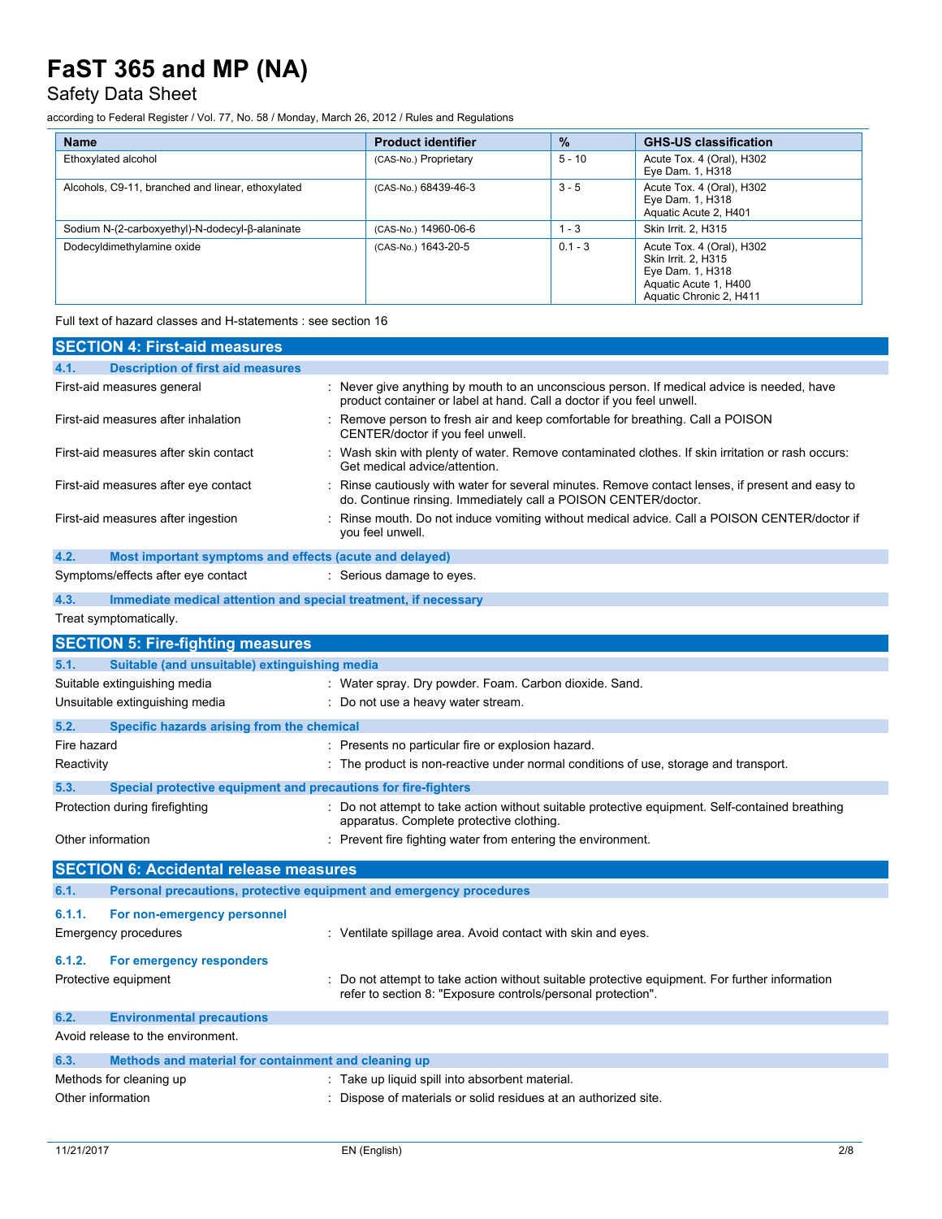| Name | Product identifier | % | GHS-US classification |
|---|---|---|---|
| Ethoxylated alcohol | (CAS-No.) Proprietary | 5 - 10 | Acute Tox. 4 (Oral), H302<br>Eye Dam. 1, H318 |
| Alcohols, C9-11, branched and linear, ethoxylated | (CAS-No.) 68439-46-3 | 3 - 5 | Acute Tox. 4 (Oral), H302<br>Eye Dam. 1, H318<br>Aquatic Acute 2, H401 |
| Sodium N-(2-carboxyethyl)-N-dodecyl-β-alaninate | (CAS-No.) 14960-06-6 | 1 - 3 | Skin Irrit. 2, H315 |
| Dodecyldimethylamine oxide | (CAS-No.) 1643-20-5 | 0.1 - 3 | Acute Tox. 4 (Oral), H302<br>Skin Irrit. 2, H315<br>Eye Dam. 1, H318<br>Aquatic Acute 1, H400<br>Aquatic Chronic 2, H411 |

Full text of hazard classes and H-statements : see section 16

## SECTION 4: First-aid measures

### 4.1. Description of first aid measures

First-aid measures general : Never give anything by mouth to an unconscious person. If medical advice is needed, have product container or label at hand. Call a doctor if you feel unwell.

First-aid measures after inhalation : Remove person to fresh air and keep comfortable for breathing. Call a POISON CENTER/doctor if you feel unwell.

First-aid measures after skin contact : Wash skin with plenty of water. Remove contaminated clothes. If skin irritation or rash occurs: Get medical advice/attention.

First-aid measures after eye contact : Rinse cautiously with water for several minutes. Remove contact lenses, if present and easy to do. Continue rinsing. Immediately call a POISON CENTER/doctor.

First-aid measures after ingestion : Rinse mouth. Do not induce vomiting without medical advice. Call a POISON CENTER/doctor if you feel unwell.

### 4.2. Most important symptoms and effects (acute and delayed)

Symptoms/effects after eye contact : Serious damage to eyes.

### 4.3. Immediate medical attention and special treatment, if necessary

Treat symptomatically.

## SECTION 5: Fire-fighting measures

### 5.1. Suitable (and unsuitable) extinguishing media

Suitable extinguishing media : Water spray. Dry powder. Foam. Carbon dioxide. Sand.

Unsuitable extinguishing media : Do not use a heavy water stream.

### 5.2. Specific hazards arising from the chemical

Fire hazard : Presents no particular fire or explosion hazard.

Reactivity : The product is non-reactive under normal conditions of use, storage and transport.

### 5.3. Special protective equipment and precautions for fire-fighters

Protection during firefighting : Do not attempt to take action without suitable protective equipment. Self-contained breathing apparatus. Complete protective clothing.

Other information : Prevent fire fighting water from entering the environment.

## SECTION 6: Accidental release measures

### 6.1. Personal precautions, protective equipment and emergency procedures

#### 6.1.1. For non-emergency personnel

Emergency procedures : Ventilate spillage area. Avoid contact with skin and eyes.

#### 6.1.2. For emergency responders

Protective equipment : Do not attempt to take action without suitable protective equipment. For further information refer to section 8: "Exposure controls/personal protection".

### 6.2. Environmental precautions

Avoid release to the environment.

### 6.3. Methods and material for containment and cleaning up

Methods for cleaning up : Take up liquid spill into absorbent material.

Other information : Dispose of materials or solid residues at an authorized site.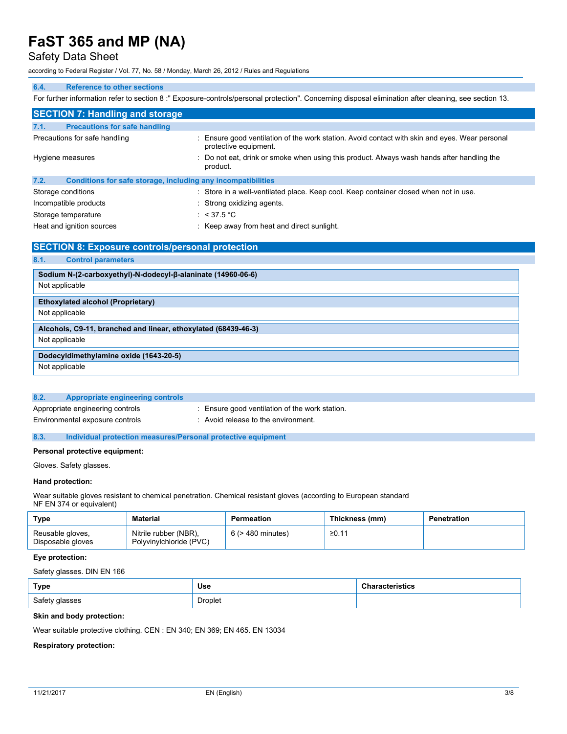### 6.4. Reference to other sections

For further information refer to section 8 :" Exposure-controls/personal protection". Concerning disposal elimination after cleaning, see section 13.

## SECTION 7: Handling and storage

### 7.1. Precautions for safe handling

| | |
|---|---|
| Precautions for safe handling | : Ensure good ventilation of the work station. Avoid contact with skin and eyes. Wear personal protective equipment. |
| Hygiene measures | : Do not eat, drink or smoke when using this product. Always wash hands after handling the product. |

### 7.2. Conditions for safe storage, including any incompatibilities

| | |
|---|---|
| Storage conditions | : Store in a well-ventilated place. Keep cool. Keep container closed when not in use. |
| Incompatible products | : Strong oxidizing agents. |
| Storage temperature | : < 37.5 °C |
| Heat and ignition sources | : Keep away from heat and direct sunlight. |

## SECTION 8: Exposure controls/personal protection

### 8.1. Control parameters

| Sodium N-(2-carboxyethyl)-N-dodecyl-β-alaninate (14960-06-6) |
|---|
| Not applicable |

| Ethoxylated alcohol (Proprietary) |
|---|
| Not applicable |

| Alcohols, C9-11, branched and linear, ethoxylated (68439-46-3) |
|---|
| Not applicable |

| Dodecyldimethylamine oxide (1643-20-5) |
|---|
| Not applicable |

### 8.2. Appropriate engineering controls

| | |
|---|---|
| Appropriate engineering controls | : Ensure good ventilation of the work station. |
| Environmental exposure controls | : Avoid release to the environment. |

### 8.3. Individual protection measures/Personal protective equipment

**Personal protective equipment:**

Gloves. Safety glasses.

**Hand protection:**

Wear suitable gloves resistant to chemical penetration. Chemical resistant gloves (according to European standard NF EN 374 or equivalent)

| Type | Material | Permeation | Thickness (mm) | Penetration |
|---|---|---|---|---|
| Reusable gloves, Disposable gloves | Nitrile rubber (NBR), Polyvinylchloride (PVC) | 6 (> 480 minutes) | ≥0.11 | |

**Eye protection:**

Safety glasses. DIN EN 166

| Type | Use | Characteristics |
|---|---|---|
| Safety glasses | Droplet | |

**Skin and body protection:**

Wear suitable protective clothing. CEN : EN 340; EN 369; EN 465. EN 13034

**Respiratory protection:**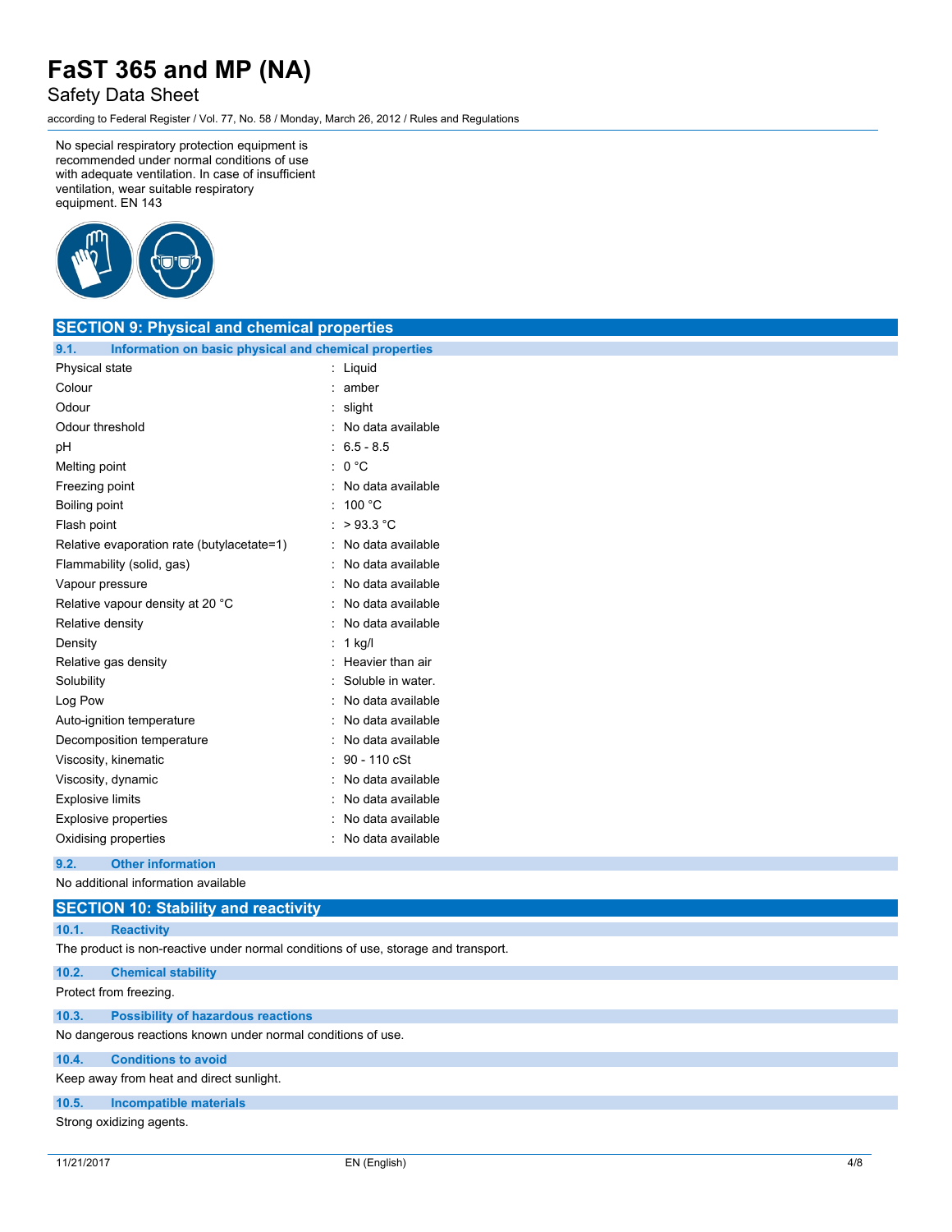No special respiratory protection equipment is recommended under normal conditions of use with adequate ventilation. In case of insufficient ventilation, wear suitable respiratory equipment. EN 143

## SECTION 9: Physical and chemical properties

### 9.1. Information on basic physical and chemical properties

| Property | Value |
|---|---|
| Physical state | : Liquid |
| Colour | : amber |
| Odour | : slight |
| Odour threshold | : No data available |
| pH | : 6.5 - 8.5 |
| Melting point | : 0 °C |
| Freezing point | : No data available |
| Boiling point | : 100 °C |
| Flash point | : > 93.3 °C |
| Relative evaporation rate (butylacetate=1) | : No data available |
| Flammability (solid, gas) | : No data available |
| Vapour pressure | : No data available |
| Relative vapour density at 20 °C | : No data available |
| Relative density | : No data available |
| Density | : 1 kg/l |
| Relative gas density | : Heavier than air |
| Solubility | : Soluble in water. |
| Log Pow | : No data available |
| Auto-ignition temperature | : No data available |
| Decomposition temperature | : No data available |
| Viscosity, kinematic | : 90 - 110 cSt |
| Viscosity, dynamic | : No data available |
| Explosive limits | : No data available |
| Explosive properties | : No data available |
| Oxidising properties | : No data available |

### 9.2. Other information

No additional information available

## SECTION 10: Stability and reactivity

### 10.1. Reactivity

The product is non-reactive under normal conditions of use, storage and transport.

### 10.2. Chemical stability

Protect from freezing.

### 10.3. Possibility of hazardous reactions

No dangerous reactions known under normal conditions of use.

### 10.4. Conditions to avoid

Keep away from heat and direct sunlight.

### 10.5. Incompatible materials

Strong oxidizing agents.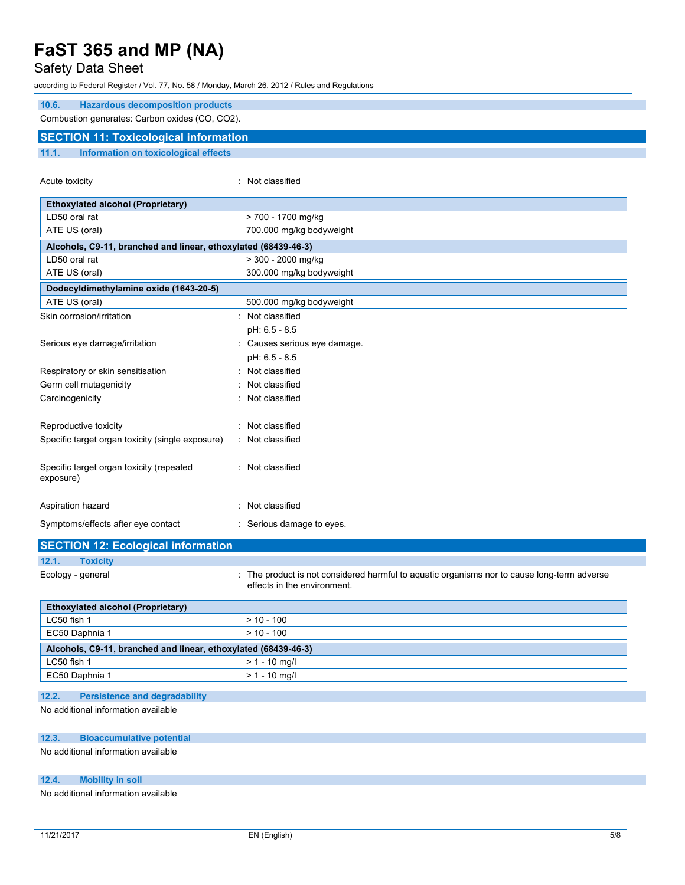### 10.6. Hazardous decomposition products

Combustion generates: Carbon oxides (CO, $CO_2$).

## SECTION 11: Toxicological information

### 11.1. Information on toxicological effects

Acute toxicity : Not classified

| Ethoxylated alcohol (Proprietary) | |
|---|---|
| LD50 oral rat | > 700 - 1700 mg/kg |
| ATE US (oral) | 700.000 mg/kg bodyweight |
| **Alcohols, C9-11, branched and linear, ethoxylated (68439-46-3)** | |
| LD50 oral rat | > 300 - 2000 mg/kg |
| ATE US (oral) | 300.000 mg/kg bodyweight |
| **Dodecyldimethylamine oxide (1643-20-5)** | |
| ATE US (oral) | 500.000 mg/kg bodyweight |

Skin corrosion/irritation : Not classified

pH: 6.5 - 8.5

Serious eye damage/irritation : Causes serious eye damage.

pH: 6.5 - 8.5

Respiratory or skin sensitisation : Not classified

Germ cell mutagenicity : Not classified

Carcinogenicity : Not classified

Reproductive toxicity : Not classified

Specific target organ toxicity (single exposure) : Not classified

Specific target organ toxicity (repeated exposure) : Not classified

Aspiration hazard : Not classified

Symptoms/effects after eye contact : Serious damage to eyes.

## SECTION 12: Ecological information

### 12.1. Toxicity

Ecology - general : The product is not considered harmful to aquatic organisms nor to cause long-term adverse effects in the environment.

| Ethoxylated alcohol (Proprietary) | |
|---|---|
| LC50 fish 1 | > 10 - 100 |
| EC50 Daphnia 1 | > 10 - 100 |
| **Alcohols, C9-11, branched and linear, ethoxylated (68439-46-3)** | |
| LC50 fish 1 | > 1 - 10 mg/l |
| EC50 Daphnia 1 | > 1 - 10 mg/l |

### 12.2. Persistence and degradability

No additional information available

### 12.3. Bioaccumulative potential

No additional information available

### 12.4. Mobility in soil

No additional information available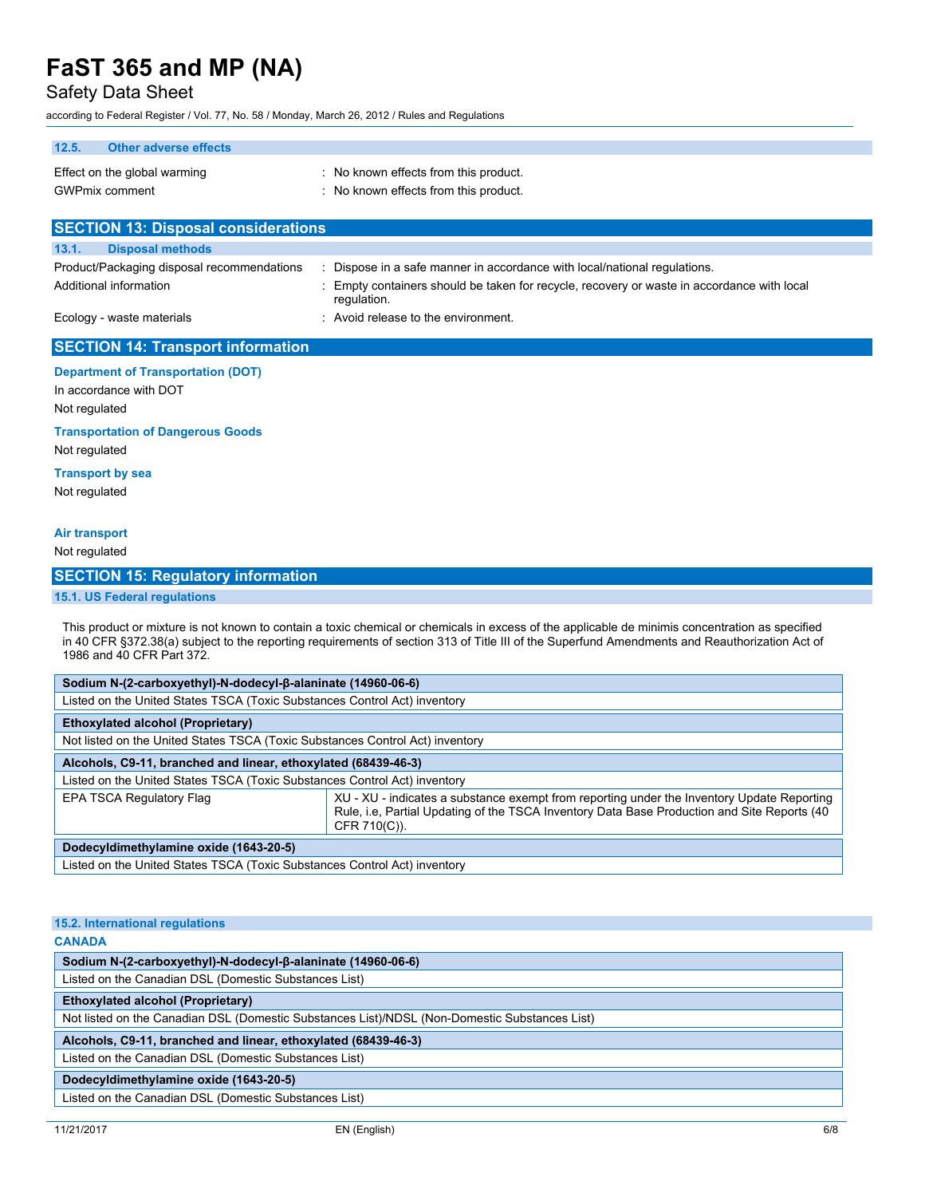### 12.5. Other adverse effects

Effect on the global warming : No known effects from this product.

GWPmix comment : No known effects from this product.

## SECTION 13: Disposal considerations

### 13.1. Disposal methods

Product/Packaging disposal recommendations : Dispose in a safe manner in accordance with local/national regulations.

Additional information : Empty containers should be taken for recycle, recovery or waste in accordance with local regulation.

Ecology - waste materials : Avoid release to the environment.

## SECTION 14: Transport information

**Department of Transportation (DOT)**

In accordance with DOT

Not regulated

**Transportation of Dangerous Goods**

Not regulated

**Transport by sea**

Not regulated

**Air transport**

Not regulated

## SECTION 15: Regulatory information

### 15.1. US Federal regulations

This product or mixture is not known to contain a toxic chemical or chemicals in excess of the applicable de minimis concentration as specified in 40 CFR §372.38(a) subject to the reporting requirements of section 313 of Title III of the Superfund Amendments and Reauthorization Act of 1986 and 40 CFR Part 372.

| **Sodium N-(2-carboxyethyl)-N-dodecyl-β-alaninate (14960-06-6)** | |
|---|---|
| Listed on the United States TSCA (Toxic Substances Control Act) inventory | |

| **Ethoxylated alcohol (Proprietary)** | |
|---|---|
| Not listed on the United States TSCA (Toxic Substances Control Act) inventory | |

| **Alcohols, C9-11, branched and linear, ethoxylated (68439-46-3)** | |
|---|---|
| Listed on the United States TSCA (Toxic Substances Control Act) inventory | |
| EPA TSCA Regulatory Flag | XU - XU - indicates a substance exempt from reporting under the Inventory Update Reporting Rule, i.e, Partial Updating of the TSCA Inventory Data Base Production and Site Reports (40 CFR 710(C)). |

| **Dodecyldimethylamine oxide (1643-20-5)** | |
|---|---|
| Listed on the United States TSCA (Toxic Substances Control Act) inventory | |

### 15.2. International regulations

**CANADA**

| **Sodium N-(2-carboxyethyl)-N-dodecyl-β-alaninate (14960-06-6)** |
|---|
| Listed on the Canadian DSL (Domestic Substances List) |

| **Ethoxylated alcohol (Proprietary)** |
|---|
| Not listed on the Canadian DSL (Domestic Substances List)/NDSL (Non-Domestic Substances List) |

| **Alcohols, C9-11, branched and linear, ethoxylated (68439-46-3)** |
|---|
| Listed on the Canadian DSL (Domestic Substances List) |

| **Dodecyldimethylamine oxide (1643-20-5)** |
|---|
| Listed on the Canadian DSL (Domestic Substances List) |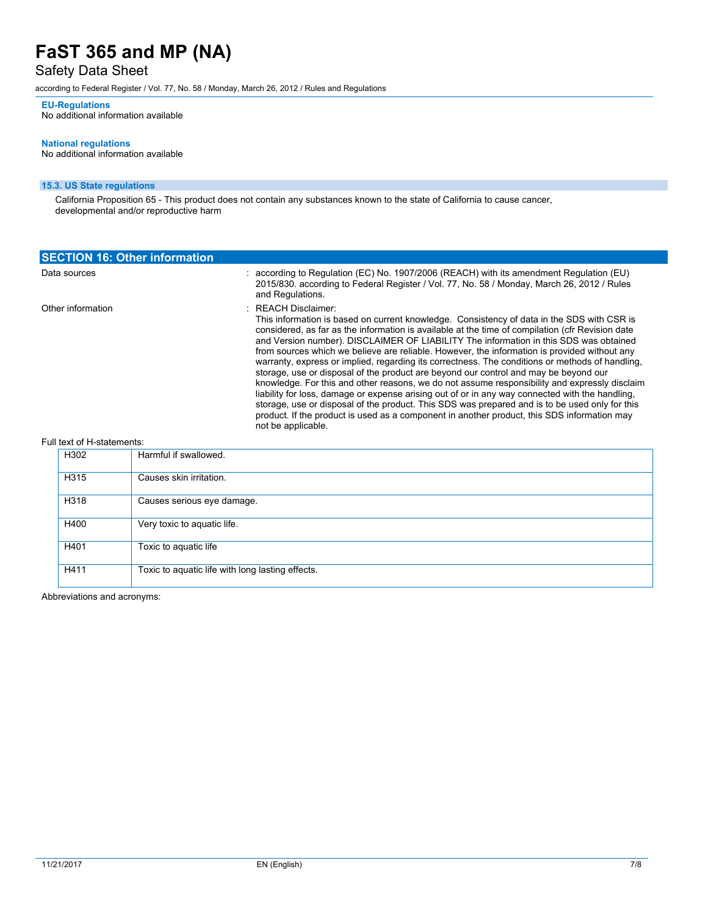**EU-Regulations**

No additional information available

**National regulations**

No additional information available

### 15.3. US State regulations

California Proposition 65 - This product does not contain any substances known to the state of California to cause cancer, developmental and/or reproductive harm

## SECTION 16: Other information

| | |
|---|---|
| Data sources | : according to Regulation (EC) No. 1907/2006 (REACH) with its amendment Regulation (EU) 2015/830. according to Federal Register / Vol. 77, No. 58 / Monday, March 26, 2012 / Rules and Regulations. |
| Other information | : REACH Disclaimer: This information is based on current knowledge. Consistency of data in the SDS with CSR is considered, as far as the information is available at the time of compilation (cfr Revision date and Version number). DISCLAIMER OF LIABILITY The information in this SDS was obtained from sources which we believe are reliable. However, the information is provided without any warranty, express or implied, regarding its correctness. The conditions or methods of handling, storage, use or disposal of the product are beyond our control and may be beyond our knowledge. For this and other reasons, we do not assume responsibility and expressly disclaim liability for loss, damage or expense arising out of or in any way connected with the handling, storage, use or disposal of the product. This SDS was prepared and is to be used only for this product. If the product is used as a component in another product, this SDS information may not be applicable. |

Full text of H-statements:

| | |
|---|---|
| H302 | Harmful if swallowed. |
| H315 | Causes skin irritation. |
| H318 | Causes serious eye damage. |
| H400 | Very toxic to aquatic life. |
| H401 | Toxic to aquatic life |
| H411 | Toxic to aquatic life with long lasting effects. |

Abbreviations and acronyms: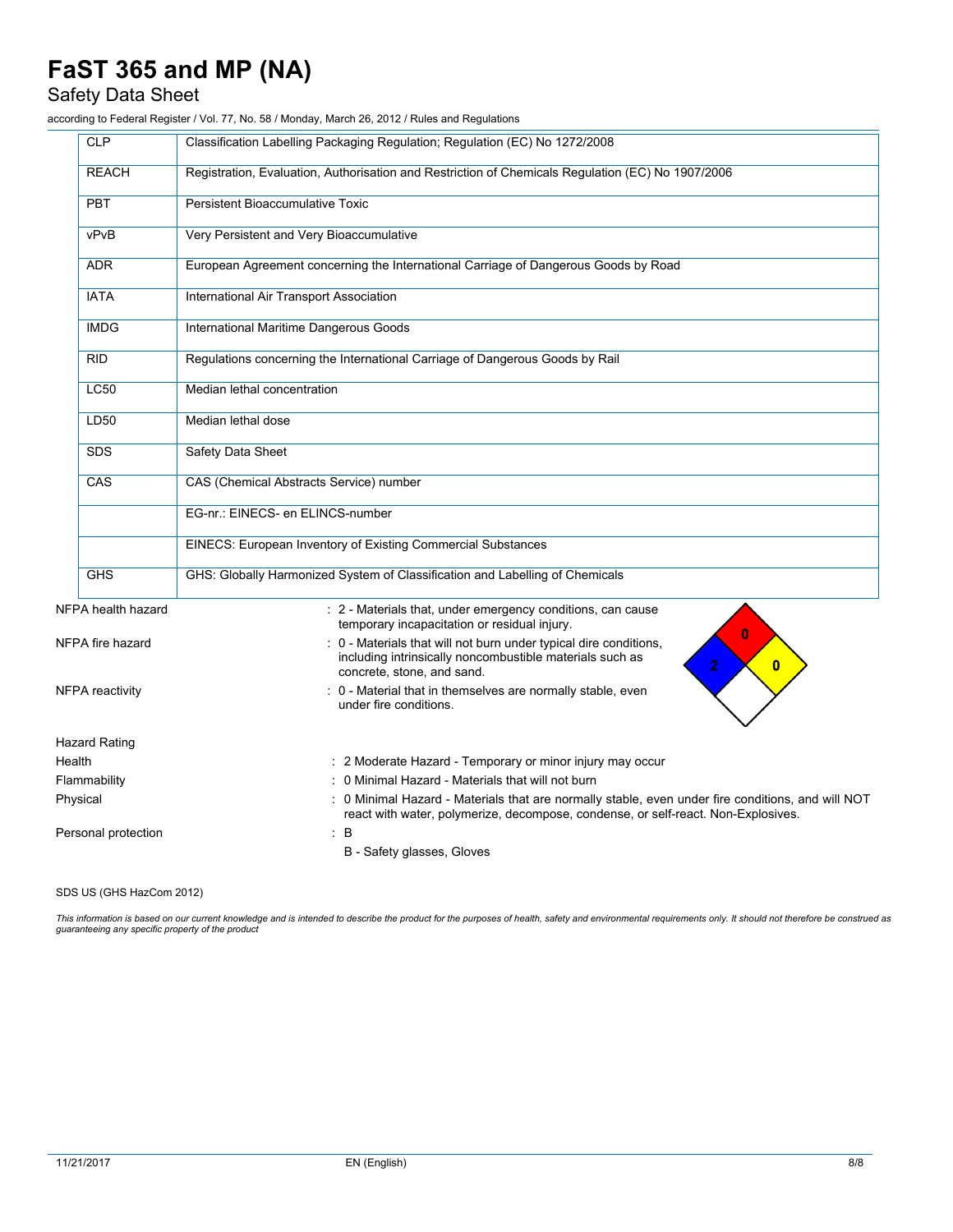| | |
|---|---|
| CLP | Classification Labelling Packaging Regulation; Regulation (EC) No 1272/2008 |
| REACH | Registration, Evaluation, Authorisation and Restriction of Chemicals Regulation (EC) No 1907/2006 |
| PBT | Persistent Bioaccumulative Toxic |
| vPvB | Very Persistent and Very Bioaccumulative |
| ADR | European Agreement concerning the International Carriage of Dangerous Goods by Road |
| IATA | International Air Transport Association |
| IMDG | International Maritime Dangerous Goods |
| RID | Regulations concerning the International Carriage of Dangerous Goods by Rail |
| LC50 | Median lethal concentration |
| LD50 | Median lethal dose |
| SDS | Safety Data Sheet |
| CAS | CAS (Chemical Abstracts Service) number |
| | EG-nr.: EINECS- en ELINCS-number |
| | EINECS: European Inventory of Existing Commercial Substances |
| GHS | GHS: Globally Harmonized System of Classification and Labelling of Chemicals |

NFPA health hazard : 2 - Materials that, under emergency conditions, can cause temporary incapacitation or residual injury.

NFPA fire hazard : 0 - Materials that will not burn under typical dire conditions, including intrinsically noncombustible materials such as concrete, stone, and sand.

NFPA reactivity : 0 - Material that in themselves are normally stable, even under fire conditions.

0
2
0

Hazard Rating

Health : 2 Moderate Hazard - Temporary or minor injury may occur

Flammability : 0 Minimal Hazard - Materials that will not burn

Physical : 0 Minimal Hazard - Materials that are normally stable, even under fire conditions, and will NOT react with water, polymerize, decompose, condense, or self-react. Non-Explosives.

Personal protection : B

B - Safety glasses, Gloves

SDS US (GHS HazCom 2012)

*This information is based on our current knowledge and is intended to describe the product for the purposes of health, safety and environmental requirements only. It should not therefore be construed as guaranteeing any specific property of the product*